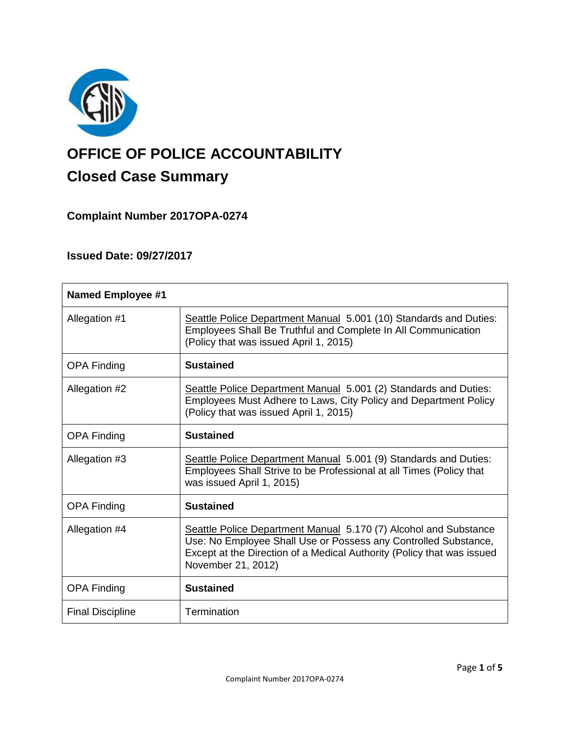# OFFICE OF POLICE ACCOUNTABILITY

## Closed Case Summary

### Complaint Number 2017OPA-0274

### Issued Date: 09/27/2017

| **Named Employee #1** | |
|---|---|
| Allegation #1 | Seattle Police Department Manual 5.001 (10) Standards and Duties: Employees Shall Be Truthful and Complete In All Communication (Policy that was issued April 1, 2015) |
| OPA Finding | **Sustained** |
| Allegation #2 | Seattle Police Department Manual 5.001 (2) Standards and Duties: Employees Must Adhere to Laws, City Policy and Department Policy (Policy that was issued April 1, 2015) |
| OPA Finding | **Sustained** |
| Allegation #3 | Seattle Police Department Manual 5.001 (9) Standards and Duties: Employees Shall Strive to be Professional at all Times (Policy that was issued April 1, 2015) |
| OPA Finding | **Sustained** |
| Allegation #4 | Seattle Police Department Manual 5.170 (7) Alcohol and Substance Use: No Employee Shall Use or Possess any Controlled Substance, Except at the Direction of a Medical Authority (Policy that was issued November 21, 2012) |
| OPA Finding | **Sustained** |
| Final Discipline | Termination |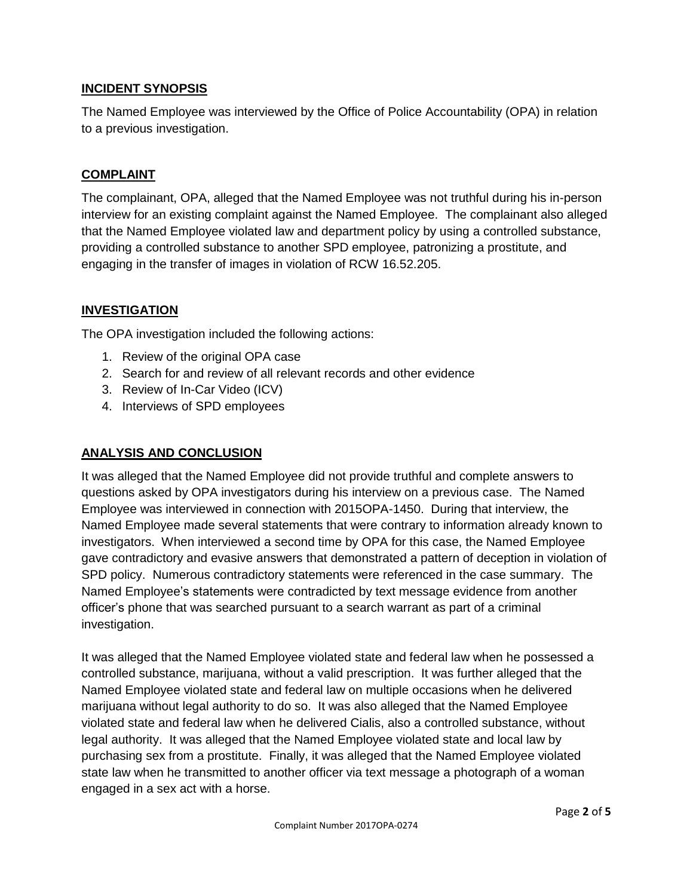## INCIDENT SYNOPSIS

The Named Employee was interviewed by the Office of Police Accountability (OPA) in relation to a previous investigation.

## COMPLAINT

The complainant, OPA, alleged that the Named Employee was not truthful during his in-person interview for an existing complaint against the Named Employee. The complainant also alleged that the Named Employee violated law and department policy by using a controlled substance, providing a controlled substance to another SPD employee, patronizing a prostitute, and engaging in the transfer of images in violation of RCW 16.52.205.

## INVESTIGATION

The OPA investigation included the following actions:

1. Review of the original OPA case
2. Search for and review of all relevant records and other evidence
3. Review of In-Car Video (ICV)
4. Interviews of SPD employees

## ANALYSIS AND CONCLUSION

It was alleged that the Named Employee did not provide truthful and complete answers to questions asked by OPA investigators during his interview on a previous case. The Named Employee was interviewed in connection with 2015OPA-1450. During that interview, the Named Employee made several statements that were contrary to information already known to investigators. When interviewed a second time by OPA for this case, the Named Employee gave contradictory and evasive answers that demonstrated a pattern of deception in violation of SPD policy. Numerous contradictory statements were referenced in the case summary. The Named Employee's statements were contradicted by text message evidence from another officer's phone that was searched pursuant to a search warrant as part of a criminal investigation.

It was alleged that the Named Employee violated state and federal law when he possessed a controlled substance, marijuana, without a valid prescription. It was further alleged that the Named Employee violated state and federal law on multiple occasions when he delivered marijuana without legal authority to do so. It was also alleged that the Named Employee violated state and federal law when he delivered Cialis, also a controlled substance, without legal authority. It was alleged that the Named Employee violated state and local law by purchasing sex from a prostitute. Finally, it was alleged that the Named Employee violated state law when he transmitted to another officer via text message a photograph of a woman engaged in a sex act with a horse.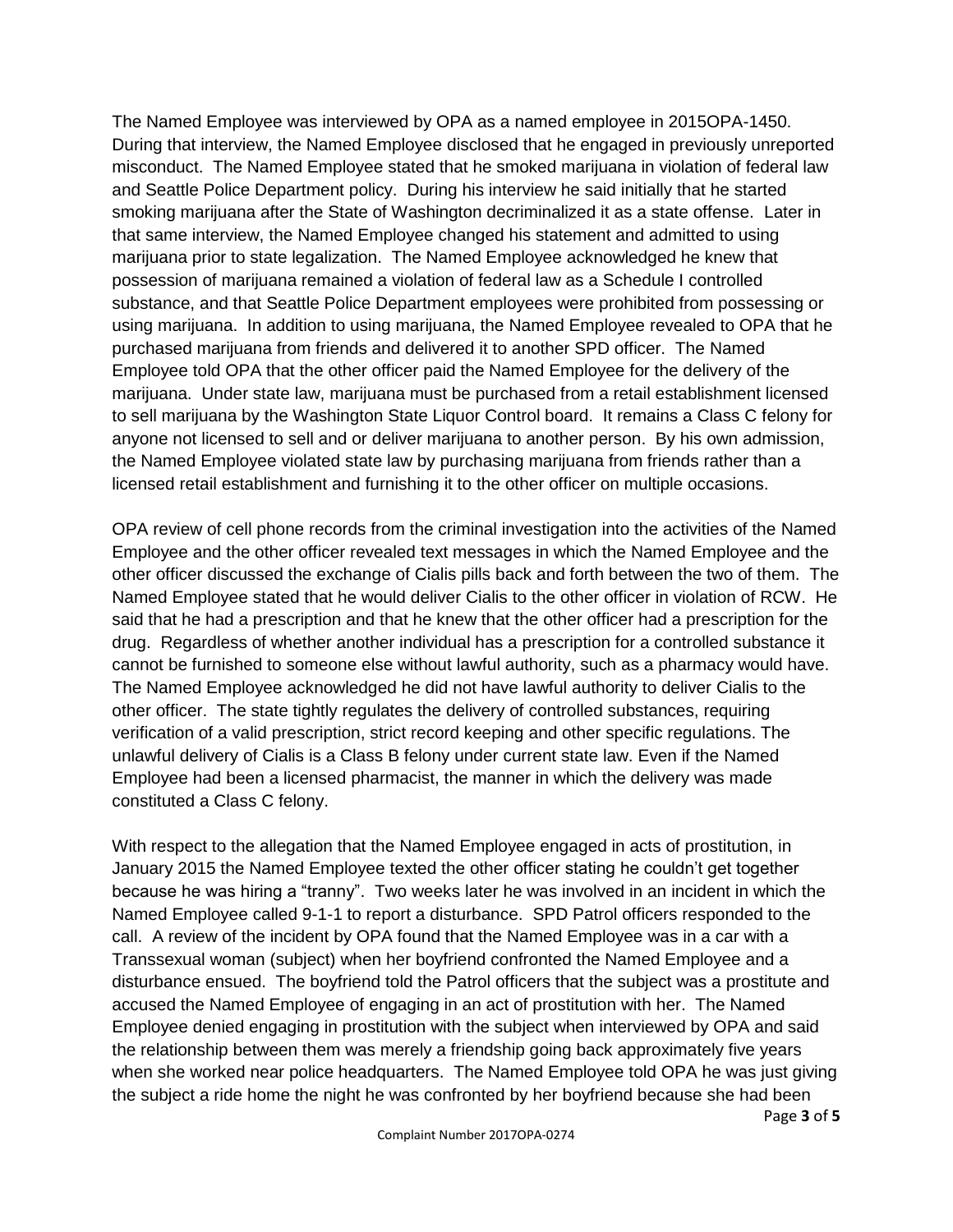The Named Employee was interviewed by OPA as a named employee in 2015OPA-1450. During that interview, the Named Employee disclosed that he engaged in previously unreported misconduct. The Named Employee stated that he smoked marijuana in violation of federal law and Seattle Police Department policy. During his interview he said initially that he started smoking marijuana after the State of Washington decriminalized it as a state offense. Later in that same interview, the Named Employee changed his statement and admitted to using marijuana prior to state legalization. The Named Employee acknowledged he knew that possession of marijuana remained a violation of federal law as a Schedule I controlled substance, and that Seattle Police Department employees were prohibited from possessing or using marijuana. In addition to using marijuana, the Named Employee revealed to OPA that he purchased marijuana from friends and delivered it to another SPD officer. The Named Employee told OPA that the other officer paid the Named Employee for the delivery of the marijuana. Under state law, marijuana must be purchased from a retail establishment licensed to sell marijuana by the Washington State Liquor Control board. It remains a Class C felony for anyone not licensed to sell and or deliver marijuana to another person. By his own admission, the Named Employee violated state law by purchasing marijuana from friends rather than a licensed retail establishment and furnishing it to the other officer on multiple occasions.

OPA review of cell phone records from the criminal investigation into the activities of the Named Employee and the other officer revealed text messages in which the Named Employee and the other officer discussed the exchange of Cialis pills back and forth between the two of them. The Named Employee stated that he would deliver Cialis to the other officer in violation of RCW. He said that he had a prescription and that he knew that the other officer had a prescription for the drug. Regardless of whether another individual has a prescription for a controlled substance it cannot be furnished to someone else without lawful authority, such as a pharmacy would have. The Named Employee acknowledged he did not have lawful authority to deliver Cialis to the other officer. The state tightly regulates the delivery of controlled substances, requiring verification of a valid prescription, strict record keeping and other specific regulations. The unlawful delivery of Cialis is a Class B felony under current state law. Even if the Named Employee had been a licensed pharmacist, the manner in which the delivery was made constituted a Class C felony.

With respect to the allegation that the Named Employee engaged in acts of prostitution, in January 2015 the Named Employee texted the other officer stating he couldn't get together because he was hiring a "tranny". Two weeks later he was involved in an incident in which the Named Employee called 9-1-1 to report a disturbance. SPD Patrol officers responded to the call. A review of the incident by OPA found that the Named Employee was in a car with a Transsexual woman (subject) when her boyfriend confronted the Named Employee and a disturbance ensued. The boyfriend told the Patrol officers that the subject was a prostitute and accused the Named Employee of engaging in an act of prostitution with her. The Named Employee denied engaging in prostitution with the subject when interviewed by OPA and said the relationship between them was merely a friendship going back approximately five years when she worked near police headquarters. The Named Employee told OPA he was just giving the subject a ride home the night he was confronted by her boyfriend because she had been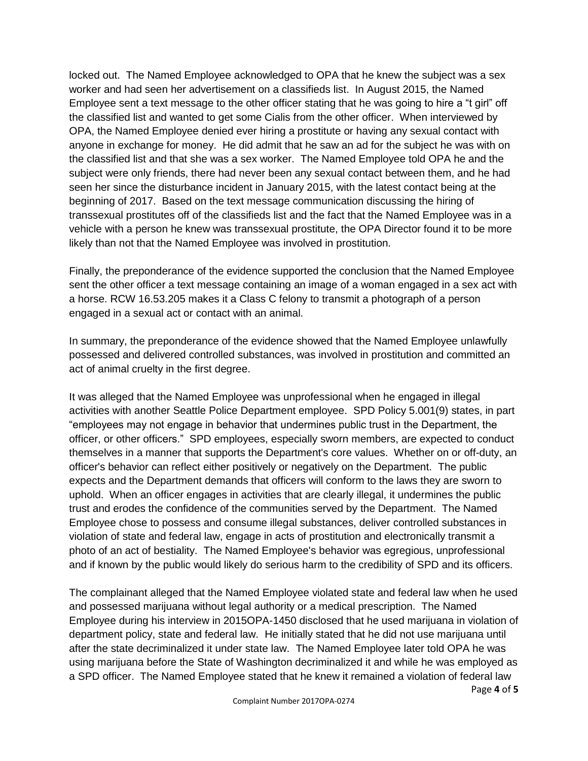locked out. The Named Employee acknowledged to OPA that he knew the subject was a sex worker and had seen her advertisement on a classifieds list. In August 2015, the Named Employee sent a text message to the other officer stating that he was going to hire a "t girl" off the classified list and wanted to get some Cialis from the other officer. When interviewed by OPA, the Named Employee denied ever hiring a prostitute or having any sexual contact with anyone in exchange for money. He did admit that he saw an ad for the subject he was with on the classified list and that she was a sex worker. The Named Employee told OPA he and the subject were only friends, there had never been any sexual contact between them, and he had seen her since the disturbance incident in January 2015, with the latest contact being at the beginning of 2017. Based on the text message communication discussing the hiring of transsexual prostitutes off of the classifieds list and the fact that the Named Employee was in a vehicle with a person he knew was transsexual prostitute, the OPA Director found it to be more likely than not that the Named Employee was involved in prostitution.

Finally, the preponderance of the evidence supported the conclusion that the Named Employee sent the other officer a text message containing an image of a woman engaged in a sex act with a horse. RCW 16.53.205 makes it a Class C felony to transmit a photograph of a person engaged in a sexual act or contact with an animal.

In summary, the preponderance of the evidence showed that the Named Employee unlawfully possessed and delivered controlled substances, was involved in prostitution and committed an act of animal cruelty in the first degree.

It was alleged that the Named Employee was unprofessional when he engaged in illegal activities with another Seattle Police Department employee. SPD Policy 5.001(9) states, in part "employees may not engage in behavior that undermines public trust in the Department, the officer, or other officers." SPD employees, especially sworn members, are expected to conduct themselves in a manner that supports the Department's core values. Whether on or off-duty, an officer's behavior can reflect either positively or negatively on the Department. The public expects and the Department demands that officers will conform to the laws they are sworn to uphold. When an officer engages in activities that are clearly illegal, it undermines the public trust and erodes the confidence of the communities served by the Department. The Named Employee chose to possess and consume illegal substances, deliver controlled substances in violation of state and federal law, engage in acts of prostitution and electronically transmit a photo of an act of bestiality. The Named Employee's behavior was egregious, unprofessional and if known by the public would likely do serious harm to the credibility of SPD and its officers.

The complainant alleged that the Named Employee violated state and federal law when he used and possessed marijuana without legal authority or a medical prescription. The Named Employee during his interview in 2015OPA-1450 disclosed that he used marijuana in violation of department policy, state and federal law. He initially stated that he did not use marijuana until after the state decriminalized it under state law. The Named Employee later told OPA he was using marijuana before the State of Washington decriminalized it and while he was employed as a SPD officer. The Named Employee stated that he knew it remained a violation of federal law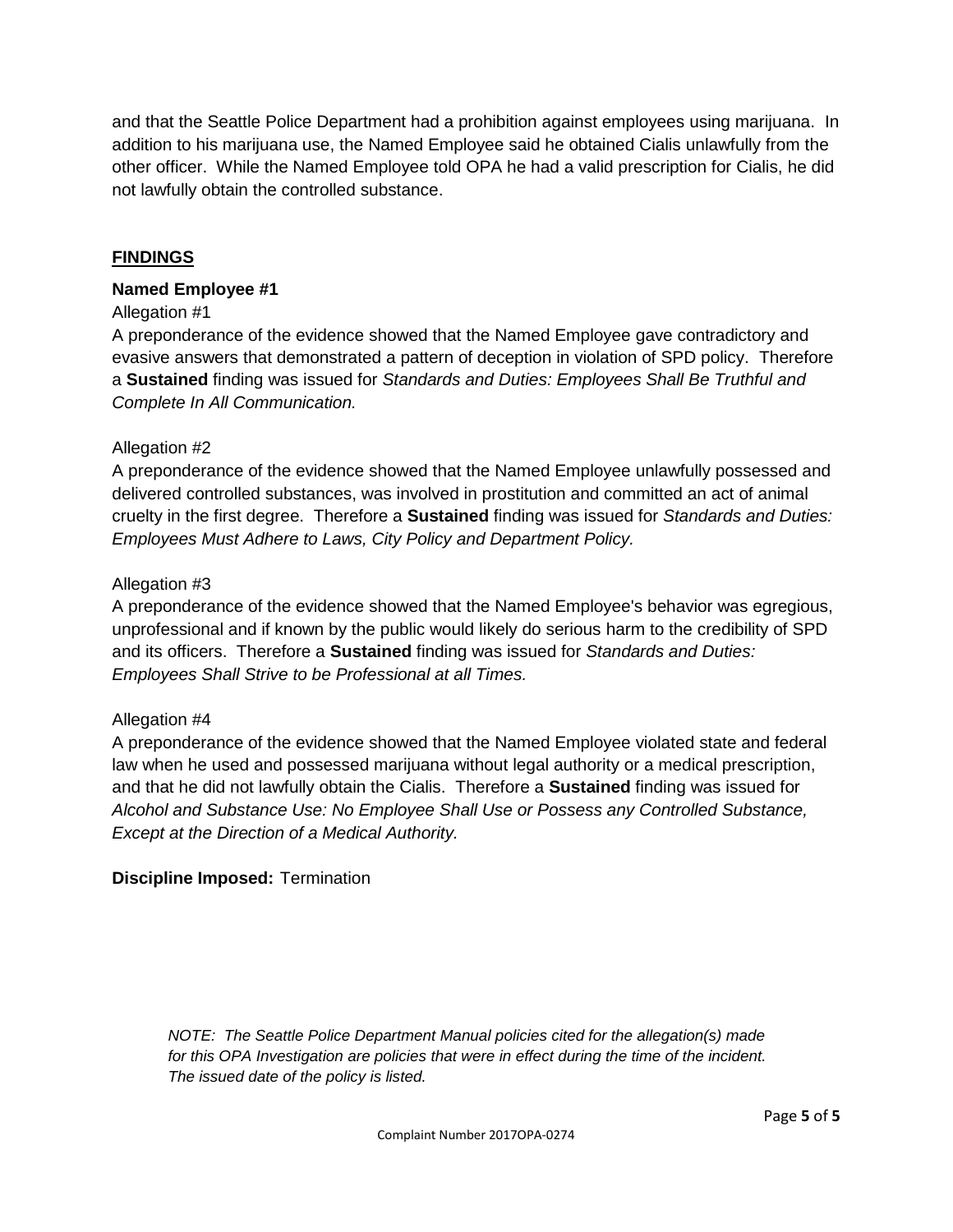and that the Seattle Police Department had a prohibition against employees using marijuana. In addition to his marijuana use, the Named Employee said he obtained Cialis unlawfully from the other officer. While the Named Employee told OPA he had a valid prescription for Cialis, he did not lawfully obtain the controlled substance.

## FINDINGS

**Named Employee #1**

Allegation #1

A preponderance of the evidence showed that the Named Employee gave contradictory and evasive answers that demonstrated a pattern of deception in violation of SPD policy. Therefore a **Sustained** finding was issued for *Standards and Duties: Employees Shall Be Truthful and Complete In All Communication.*

Allegation #2

A preponderance of the evidence showed that the Named Employee unlawfully possessed and delivered controlled substances, was involved in prostitution and committed an act of animal cruelty in the first degree. Therefore a **Sustained** finding was issued for *Standards and Duties: Employees Must Adhere to Laws, City Policy and Department Policy.*

Allegation #3

A preponderance of the evidence showed that the Named Employee's behavior was egregious, unprofessional and if known by the public would likely do serious harm to the credibility of SPD and its officers. Therefore a **Sustained** finding was issued for *Standards and Duties: Employees Shall Strive to be Professional at all Times.*

Allegation #4

A preponderance of the evidence showed that the Named Employee violated state and federal law when he used and possessed marijuana without legal authority or a medical prescription, and that he did not lawfully obtain the Cialis. Therefore a **Sustained** finding was issued for *Alcohol and Substance Use: No Employee Shall Use or Possess any Controlled Substance, Except at the Direction of a Medical Authority.*

**Discipline Imposed:** Termination

*NOTE: The Seattle Police Department Manual policies cited for the allegation(s) made for this OPA Investigation are policies that were in effect during the time of the incident. The issued date of the policy is listed.*

Complaint Number 2017OPA-0274